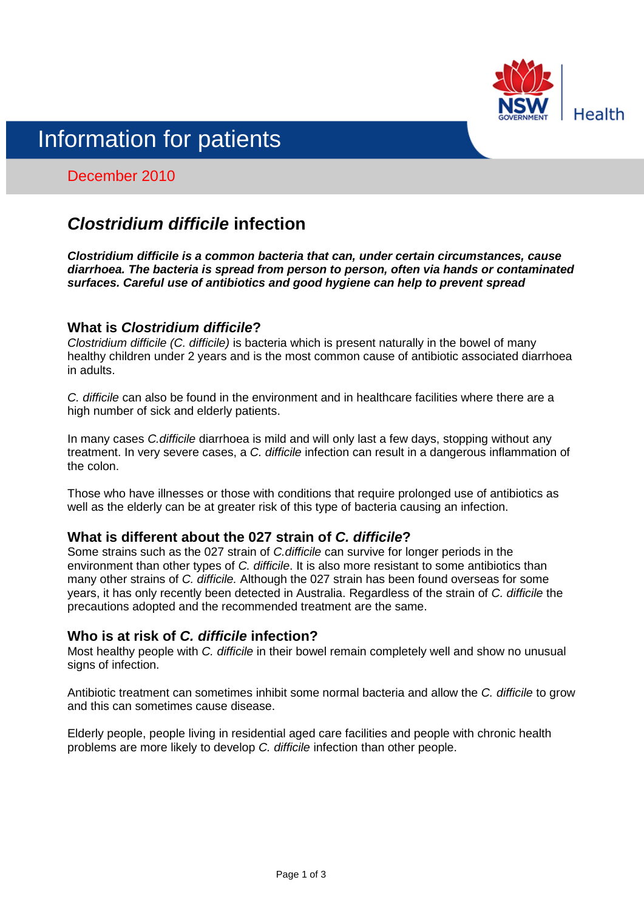NSW GOVERNMENT | Health

# Information for patients

December 2010

## *Clostridium difficile* infection

***Clostridium difficile is a common bacteria that can, under certain circumstances, cause diarrhoea. The bacteria is spread from person to person, often via hands or contaminated surfaces. Careful use of antibiotics and good hygiene can help to prevent spread***

### What is *Clostridium difficile*?

*Clostridium difficile (C. difficile)* is bacteria which is present naturally in the bowel of many healthy children under 2 years and is the most common cause of antibiotic associated diarrhoea in adults.

*C. difficile* can also be found in the environment and in healthcare facilities where there are a high number of sick and elderly patients.

In many cases *C.difficile* diarrhoea is mild and will only last a few days, stopping without any treatment. In very severe cases, a *C. difficile* infection can result in a dangerous inflammation of the colon.

Those who have illnesses or those with conditions that require prolonged use of antibiotics as well as the elderly can be at greater risk of this type of bacteria causing an infection.

### What is different about the 027 strain of *C. difficile*?

Some strains such as the 027 strain of *C.difficile* can survive for longer periods in the environment than other types of *C. difficile*. It is also more resistant to some antibiotics than many other strains of *C. difficile.* Although the 027 strain has been found overseas for some years, it has only recently been detected in Australia. Regardless of the strain of *C. difficile* the precautions adopted and the recommended treatment are the same.

### Who is at risk of *C. difficile* infection?

Most healthy people with *C. difficile* in their bowel remain completely well and show no unusual signs of infection.

Antibiotic treatment can sometimes inhibit some normal bacteria and allow the *C. difficile* to grow and this can sometimes cause disease.

Elderly people, people living in residential aged care facilities and people with chronic health problems are more likely to develop *C. difficile* infection than other people.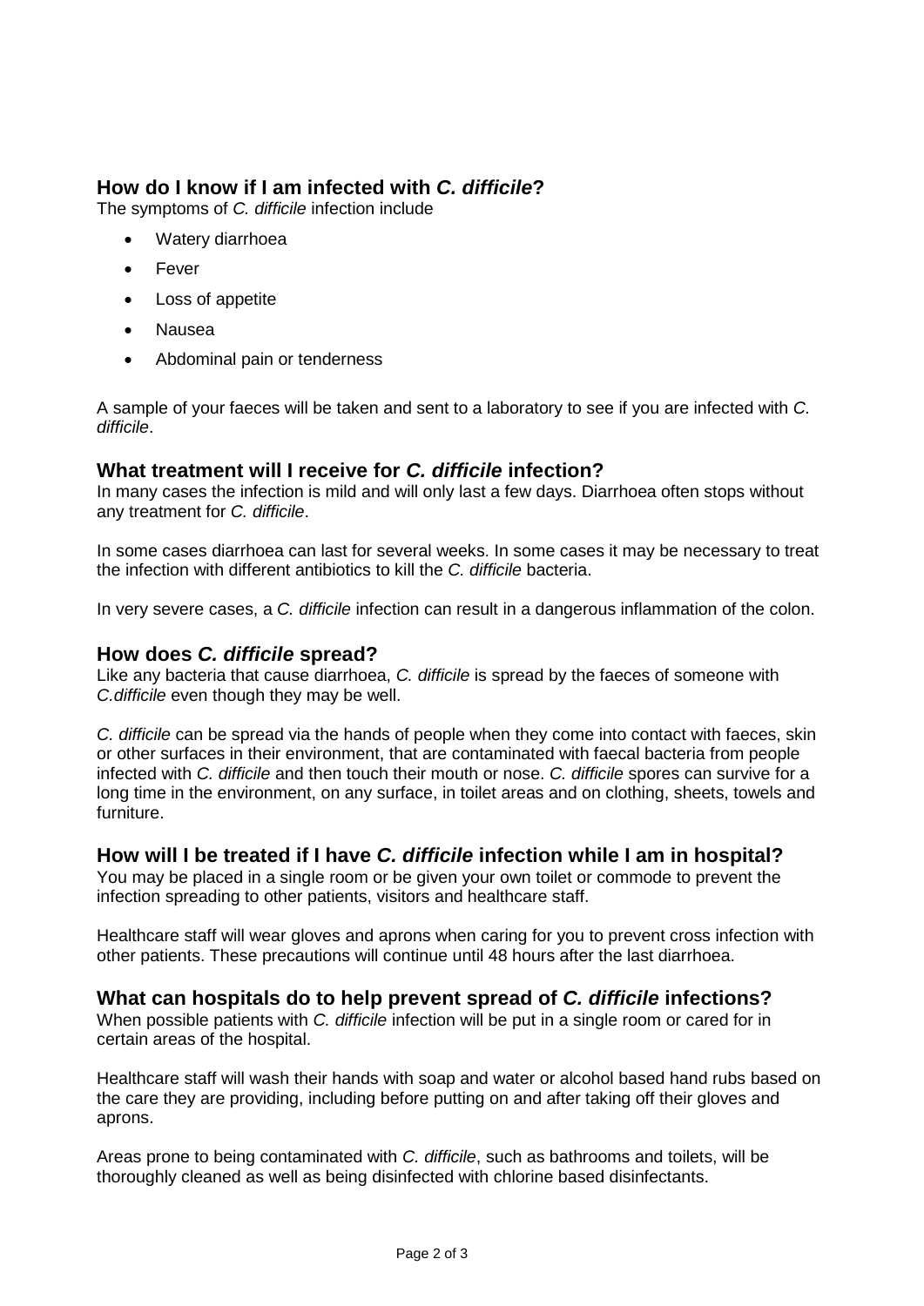## How do I know if I am infected with *C. difficile*?

The symptoms of *C. difficile* infection include

- Watery diarrhoea
- Fever
- Loss of appetite
- Nausea
- Abdominal pain or tenderness

A sample of your faeces will be taken and sent to a laboratory to see if you are infected with *C. difficile*.

## What treatment will I receive for *C. difficile* infection?

In many cases the infection is mild and will only last a few days. Diarrhoea often stops without any treatment for *C. difficile*.

In some cases diarrhoea can last for several weeks. In some cases it may be necessary to treat the infection with different antibiotics to kill the *C. difficile* bacteria.

In very severe cases, a *C. difficile* infection can result in a dangerous inflammation of the colon.

## How does *C. difficile* spread?

Like any bacteria that cause diarrhoea, *C. difficile* is spread by the faeces of someone with *C.difficile* even though they may be well.

*C. difficile* can be spread via the hands of people when they come into contact with faeces, skin or other surfaces in their environment, that are contaminated with faecal bacteria from people infected with *C. difficile* and then touch their mouth or nose. *C. difficile* spores can survive for a long time in the environment, on any surface, in toilet areas and on clothing, sheets, towels and furniture.

## How will I be treated if I have *C. difficile* infection while I am in hospital?

You may be placed in a single room or be given your own toilet or commode to prevent the infection spreading to other patients, visitors and healthcare staff.

Healthcare staff will wear gloves and aprons when caring for you to prevent cross infection with other patients. These precautions will continue until 48 hours after the last diarrhoea.

## What can hospitals do to help prevent spread of *C. difficile* infections?

When possible patients with *C. difficile* infection will be put in a single room or cared for in certain areas of the hospital.

Healthcare staff will wash their hands with soap and water or alcohol based hand rubs based on the care they are providing, including before putting on and after taking off their gloves and aprons.

Areas prone to being contaminated with *C. difficile*, such as bathrooms and toilets, will be thoroughly cleaned as well as being disinfected with chlorine based disinfectants.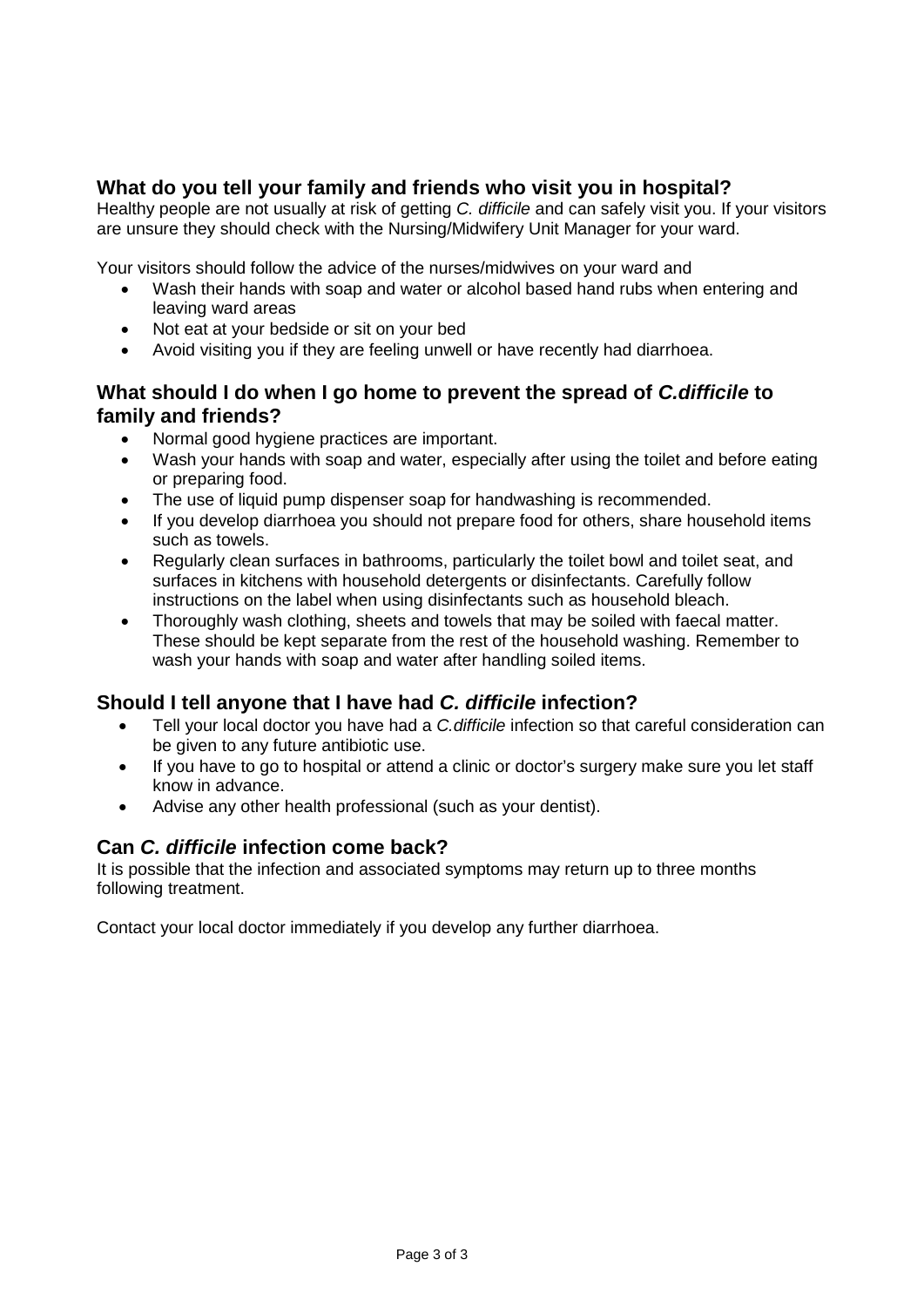## What do you tell your family and friends who visit you in hospital?

Healthy people are not usually at risk of getting *C. difficile* and can safely visit you. If your visitors are unsure they should check with the Nursing/Midwifery Unit Manager for your ward.

Your visitors should follow the advice of the nurses/midwives on your ward and

- Wash their hands with soap and water or alcohol based hand rubs when entering and leaving ward areas
- Not eat at your bedside or sit on your bed
- Avoid visiting you if they are feeling unwell or have recently had diarrhoea.

## What should I do when I go home to prevent the spread of *C.difficile* to family and friends?

- Normal good hygiene practices are important.
- Wash your hands with soap and water, especially after using the toilet and before eating or preparing food.
- The use of liquid pump dispenser soap for handwashing is recommended.
- If you develop diarrhoea you should not prepare food for others, share household items such as towels.
- Regularly clean surfaces in bathrooms, particularly the toilet bowl and toilet seat, and surfaces in kitchens with household detergents or disinfectants. Carefully follow instructions on the label when using disinfectants such as household bleach.
- Thoroughly wash clothing, sheets and towels that may be soiled with faecal matter. These should be kept separate from the rest of the household washing. Remember to wash your hands with soap and water after handling soiled items.

## Should I tell anyone that I have had *C. difficile* infection?

- Tell your local doctor you have had a *C.difficile* infection so that careful consideration can be given to any future antibiotic use.
- If you have to go to hospital or attend a clinic or doctor's surgery make sure you let staff know in advance.
- Advise any other health professional (such as your dentist).

## Can *C. difficile* infection come back?

It is possible that the infection and associated symptoms may return up to three months following treatment.

Contact your local doctor immediately if you develop any further diarrhoea.